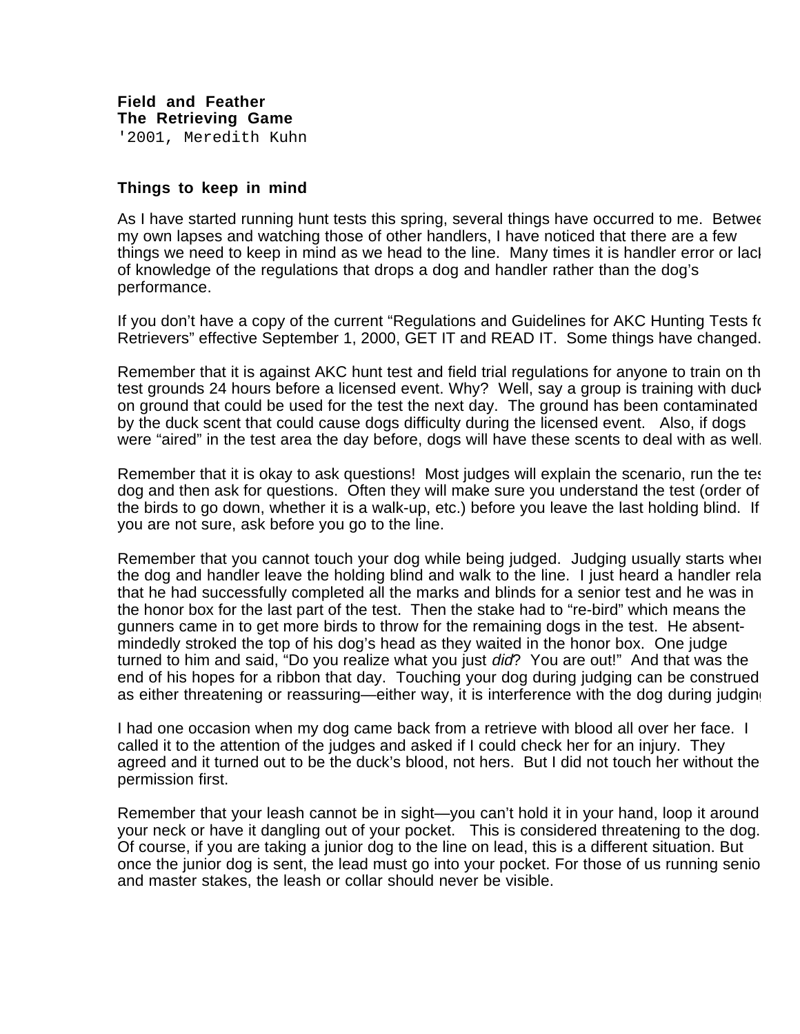**Field and Feather**
**The Retrieving Game**
'2001, Meredith Kuhn

**Things to keep in mind**

As I have started running hunt tests this spring, several things have occurred to me. Betwee my own lapses and watching those of other handlers, I have noticed that there are a few things we need to keep in mind as we head to the line. Many times it is handler error or lack of knowledge of the regulations that drops a dog and handler rather than the dog's performance.

If you don't have a copy of the current "Regulations and Guidelines for AKC Hunting Tests fo Retrievers" effective September 1, 2000, GET IT and READ IT. Some things have changed.

Remember that it is against AKC hunt test and field trial regulations for anyone to train on th test grounds 24 hours before a licensed event. Why? Well, say a group is training with duck on ground that could be used for the test the next day. The ground has been contaminated by the duck scent that could cause dogs difficulty during the licensed event. Also, if dogs were "aired" in the test area the day before, dogs will have these scents to deal with as well.

Remember that it is okay to ask questions! Most judges will explain the scenario, run the tes dog and then ask for questions. Often they will make sure you understand the test (order of the birds to go down, whether it is a walk-up, etc.) before you leave the last holding blind. If you are not sure, ask before you go to the line.

Remember that you cannot touch your dog while being judged. Judging usually starts when the dog and handler leave the holding blind and walk to the line. I just heard a handler rela that he had successfully completed all the marks and blinds for a senior test and he was in the honor box for the last part of the test. Then the stake had to "re-bird" which means the gunners came in to get more birds to throw for the remaining dogs in the test. He absent-mindedly stroked the top of his dog's head as they waited in the honor box. One judge turned to him and said, "Do you realize what you just *did*? You are out!" And that was the end of his hopes for a ribbon that day. Touching your dog during judging can be construed as either threatening or reassuring—either way, it is interference with the dog during judging

I had one occasion when my dog came back from a retrieve with blood all over her face. I called it to the attention of the judges and asked if I could check her for an injury. They agreed and it turned out to be the duck's blood, not hers. But I did not touch her without the permission first.

Remember that your leash cannot be in sight—you can't hold it in your hand, loop it around your neck or have it dangling out of your pocket. This is considered threatening to the dog. Of course, if you are taking a junior dog to the line on lead, this is a different situation. But once the junior dog is sent, the lead must go into your pocket. For those of us running senio and master stakes, the leash or collar should never be visible.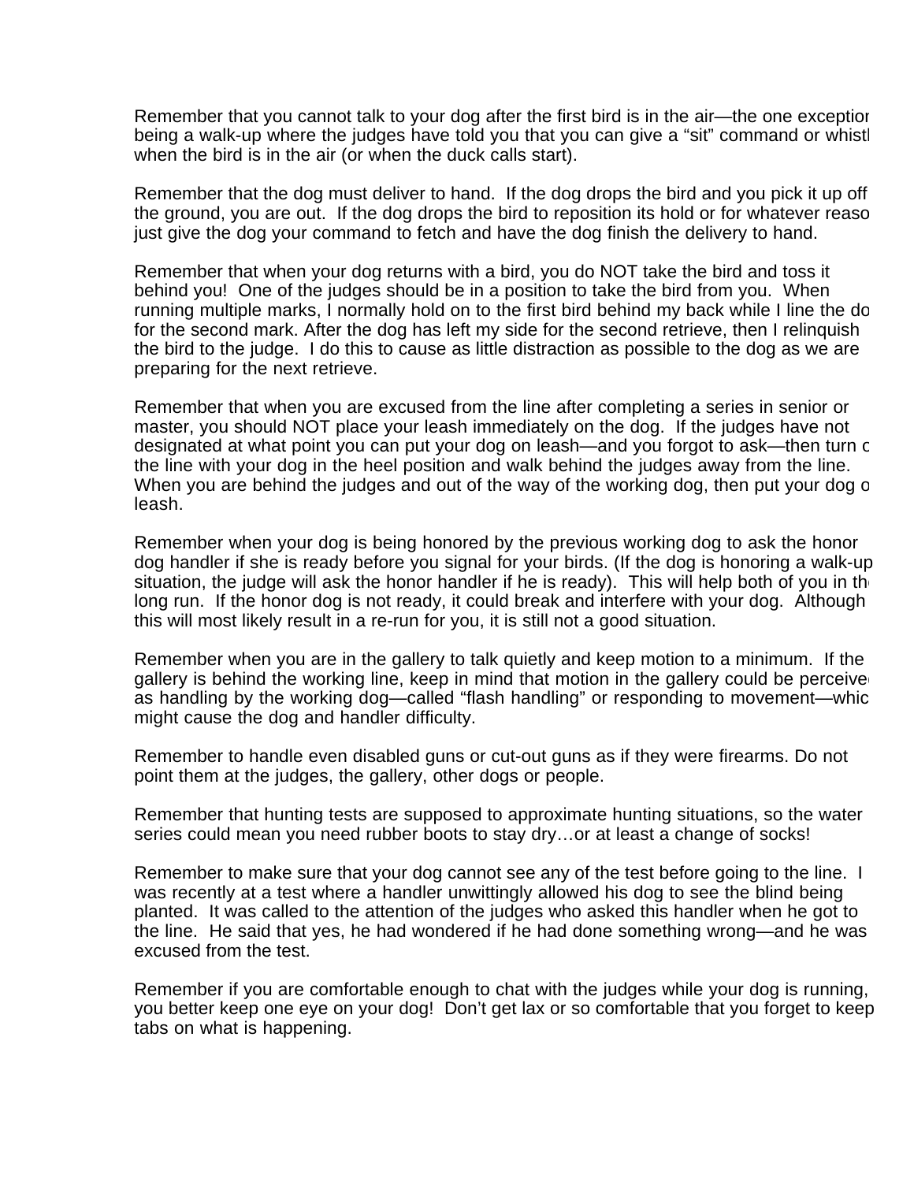Remember that you cannot talk to your dog after the first bird is in the air—the one exception being a walk-up where the judges have told you that you can give a "sit" command or whistle when the bird is in the air (or when the duck calls start).

Remember that the dog must deliver to hand. If the dog drops the bird and you pick it up off the ground, you are out. If the dog drops the bird to reposition its hold or for whatever reason, just give the dog your command to fetch and have the dog finish the delivery to hand.

Remember that when your dog returns with a bird, you do NOT take the bird and toss it behind you! One of the judges should be in a position to take the bird from you. When running multiple marks, I normally hold on to the first bird behind my back while I line the dog for the second mark. After the dog has left my side for the second retrieve, then I relinquish the bird to the judge. I do this to cause as little distraction as possible to the dog as we are preparing for the next retrieve.

Remember that when you are excused from the line after completing a series in senior or master, you should NOT place your leash immediately on the dog. If the judges have not designated at what point you can put your dog on leash—and you forgot to ask—then turn off the line with your dog in the heel position and walk behind the judges away from the line. When you are behind the judges and out of the way of the working dog, then put your dog on leash.

Remember when your dog is being honored by the previous working dog to ask the honor dog handler if she is ready before you signal for your birds. (If the dog is honoring a walk-up situation, the judge will ask the honor handler if he is ready). This will help both of you in the long run. If the honor dog is not ready, it could break and interfere with your dog. Although this will most likely result in a re-run for you, it is still not a good situation.

Remember when you are in the gallery to talk quietly and keep motion to a minimum. If the gallery is behind the working line, keep in mind that motion in the gallery could be perceived as handling by the working dog—called "flash handling" or responding to movement—which might cause the dog and handler difficulty.

Remember to handle even disabled guns or cut-out guns as if they were firearms. Do not point them at the judges, the gallery, other dogs or people.

Remember that hunting tests are supposed to approximate hunting situations, so the water series could mean you need rubber boots to stay dry…or at least a change of socks!

Remember to make sure that your dog cannot see any of the test before going to the line. I was recently at a test where a handler unwittingly allowed his dog to see the blind being planted. It was called to the attention of the judges who asked this handler when he got to the line. He said that yes, he had wondered if he had done something wrong—and he was excused from the test.

Remember if you are comfortable enough to chat with the judges while your dog is running, you better keep one eye on your dog! Don't get lax or so comfortable that you forget to keep tabs on what is happening.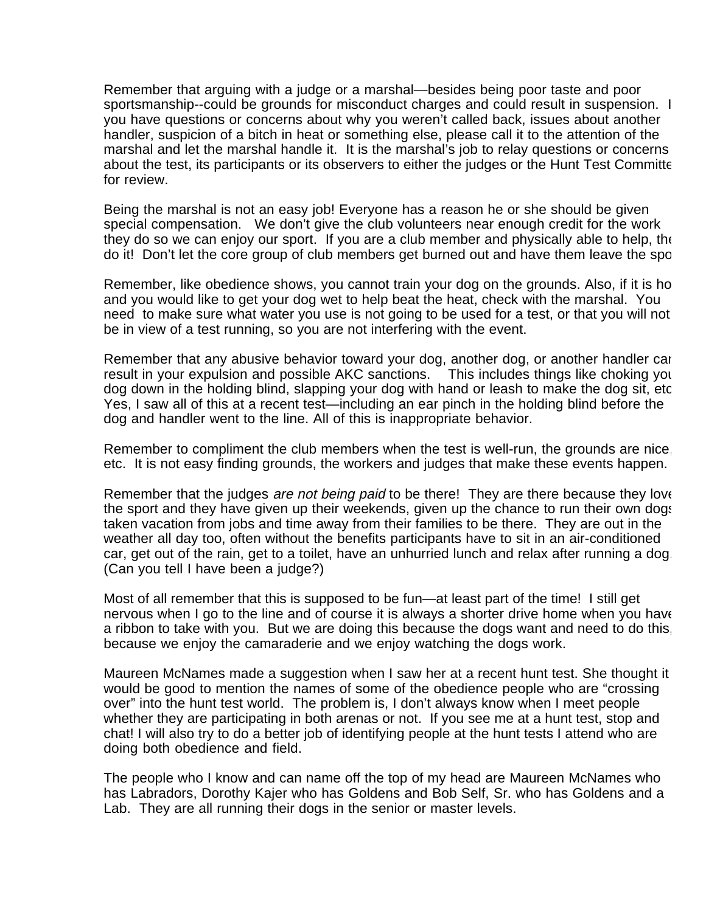Remember that arguing with a judge or a marshal—besides being poor taste and poor sportsmanship--could be grounds for misconduct charges and could result in suspension. If you have questions or concerns about why you weren't called back, issues about another handler, suspicion of a bitch in heat or something else, please call it to the attention of the marshal and let the marshal handle it. It is the marshal's job to relay questions or concerns about the test, its participants or its observers to either the judges or the Hunt Test Committee for review.

Being the marshal is not an easy job! Everyone has a reason he or she should be given special compensation. We don't give the club volunteers near enough credit for the work they do so we can enjoy our sport. If you are a club member and physically able to help, then do it! Don't let the core group of club members get burned out and have them leave the sport.

Remember, like obedience shows, you cannot train your dog on the grounds. Also, if it is hot and you would like to get your dog wet to help beat the heat, check with the marshal. You need to make sure what water you use is not going to be used for a test, or that you will not be in view of a test running, so you are not interfering with the event.

Remember that any abusive behavior toward your dog, another dog, or another handler can result in your expulsion and possible AKC sanctions. This includes things like choking your dog down in the holding blind, slapping your dog with hand or leash to make the dog sit, etc. Yes, I saw all of this at a recent test—including an ear pinch in the holding blind before the dog and handler went to the line. All of this is inappropriate behavior.

Remember to compliment the club members when the test is well-run, the grounds are nice, etc. It is not easy finding grounds, the workers and judges that make these events happen.

Remember that the judges *are not being paid* to be there! They are there because they love the sport and they have given up their weekends, given up the chance to run their own dogs, taken vacation from jobs and time away from their families to be there. They are out in the weather all day too, often without the benefits participants have to sit in an air-conditioned car, get out of the rain, get to a toilet, have an unhurried lunch and relax after running a dog. (Can you tell I have been a judge?)

Most of all remember that this is supposed to be fun—at least part of the time! I still get nervous when I go to the line and of course it is always a shorter drive home when you have a ribbon to take with you. But we are doing this because the dogs want and need to do this, because we enjoy the camaraderie and we enjoy watching the dogs work.

Maureen McNames made a suggestion when I saw her at a recent hunt test. She thought it would be good to mention the names of some of the obedience people who are "crossing over" into the hunt test world. The problem is, I don't always know when I meet people whether they are participating in both arenas or not. If you see me at a hunt test, stop and chat! I will also try to do a better job of identifying people at the hunt tests I attend who are doing both obedience and field.

The people who I know and can name off the top of my head are Maureen McNames who has Labradors, Dorothy Kajer who has Goldens and Bob Self, Sr. who has Goldens and a Lab. They are all running their dogs in the senior or master levels.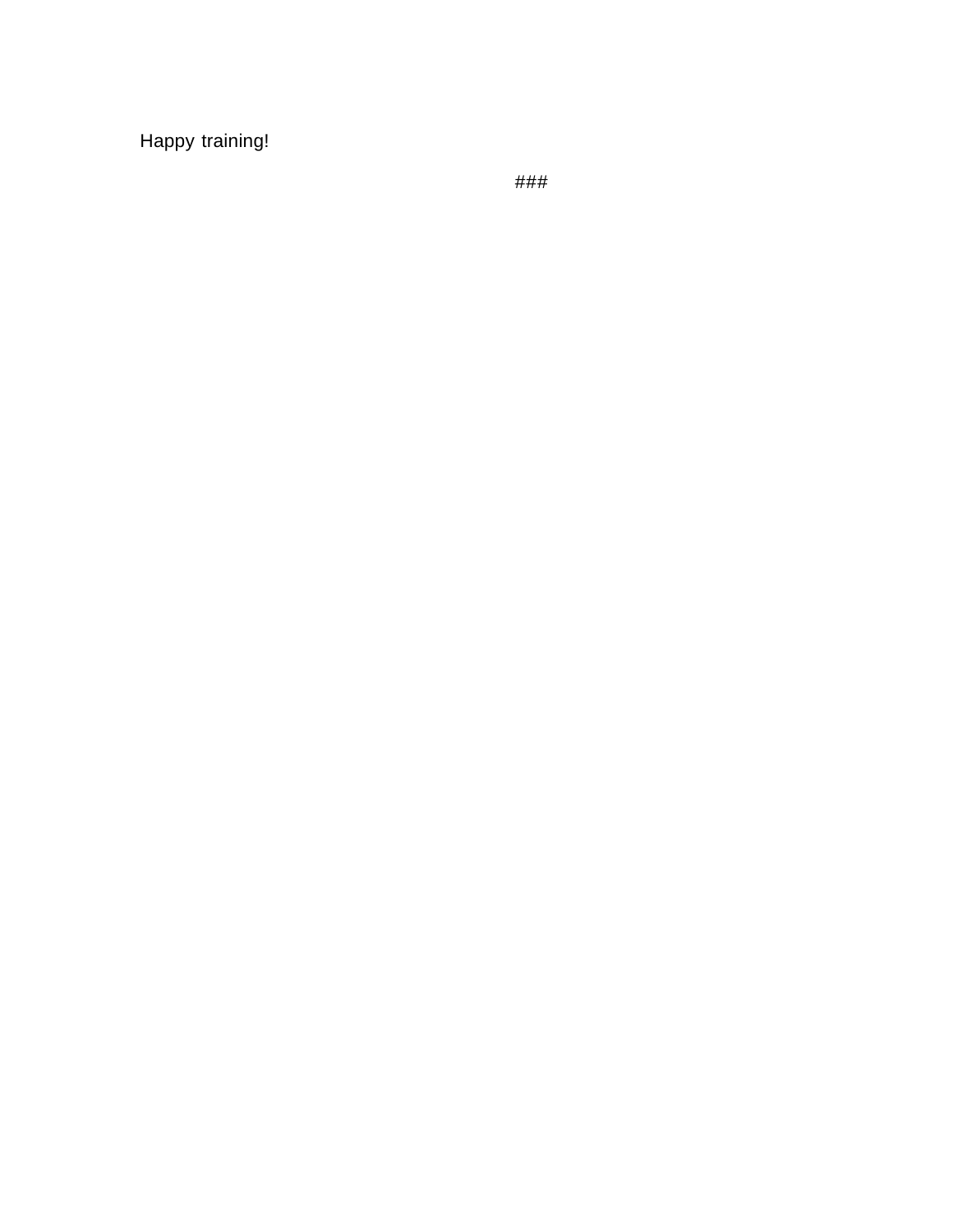Happy training!

###